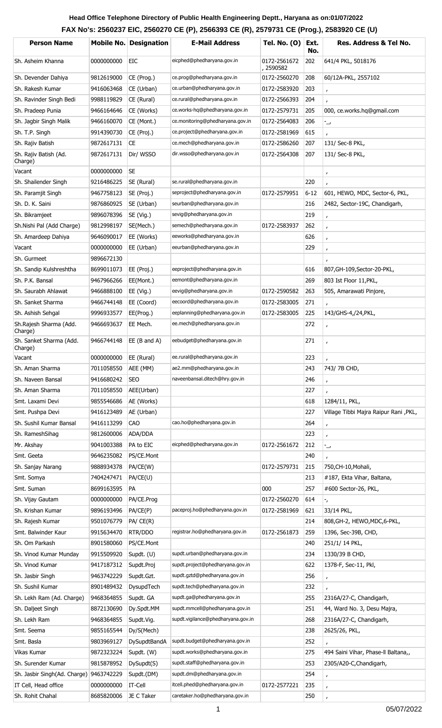**Head Office Telephone Directory of Public Health Engineering Deptt., Haryana as on:01/07/2022**

**FAX No's: 2560237 EIC, 2560270 CE (P), 2566393 CE (R), 2579731 CE (Prog.), 2583920 CE (U)**

| Person Name | Mobile No. | Designation | E-Mail Address | Tel. No. (O) | Ext. No. | Res. Address & Tel No. |
|---|---|---|---|---|---|---|
| Sh. Asheim Khanna | 0000000000 | EIC | eicphed@phedharyana.gov.in | 0172-2561672 , 2590582 | 202 | 641/4 PKL, 5018176 |
| Sh. Devender Dahiya | 9812619000 | CE (Prog.) | ce.prog@phedharyana.gov.in | 0172-2560270 | 208 | 60/12A-PKL, 2557102 |
| Sh. Rakesh Kumar | 9416063468 | CE (Urban) | ce.urban@phedharyana.gov.in | 0172-2583920 | 203 | , |
| Sh. Ravinder Singh Bedi | 9988119829 | CE (Rural) | ce.rural@phedharyana.gov.in | 0172-2566393 | 204 | , |
| Sh. Pradeep Punia | 9466164646 | CE (Works) | ce.works-hq@phedharyana.gov.in | 0172-2579731 | 205 | 000, ce.works.hq@gmail.com |
| Sh. Jagbir Singh Malik | 9466160070 | CE (Mont.) | ce.monitoring@phedharyana.gov.in | 0172-2564083 | 206 | -_, |
| Sh. T.P. Singh | 9914390730 | CE (Proj.) | ce.project@phedharyana.gov.in | 0172-2581969 | 615 | , |
| Sh. Rajiv Batish | 9872617131 | CE | ce.mech@phedharyana.gov.in | 0172-2586260 | 207 | 131/ Sec-8 PKL, |
| Sh. Rajiv Batish (Ad. Charge) | 9872617131 | Dir/ WSSO | dir.wsso@phedharyana.gov.in | 0172-2564308 | 207 | 131/ Sec-8 PKL, |
| Vacant | 0000000000 | SE | | | | , |
| Sh. Shailender Singh | 9216486225 | SE (Rural) | se.rural@phedharyana.gov.in | | 220 | , |
| Sh. Paramjit Singh | 9467758123 | SE (Proj.) | seproject@phedharyana.gov.in | 0172-2579951 | 6-12 | 601, HEWO, MDC, Sector-6, PKL, |
| Sh. D. K. Saini | 9876860925 | SE (Urban) | seurban@phedharyana.gov.in | | 216 | 2482, Sector-19C, Chandigarh, |
| Sh. Bikramjeet | 9896078396 | SE (Vig.) | sevig@phedharyana.gov.in | | 219 | , |
| Sh.Nishi Pal (Add Charge) | 9812998197 | SE(Mech.) | semech@phedharyana.gov.in | 0172-2583937 | 262 | , |
| Sh. Amardeep Dahiya | 9646090017 | EE (Works) | eeworks@phedharyana.gov.in | | 626 | , |
| Vacant | 0000000000 | EE (Urban) | eeurban@phedharyana.gov.in | | 229 | , |
| Sh. Gurmeet | 9896672130 | | | | | , |
| Sh. Sandip Kulshreshtha | 8699011073 | EE (Proj.) | eeproject@phedharyana.gov.in | | 616 | 807,GH-109,Sector-20-PKL, |
| Sh. P.K. Bansal | 9467966266 | EE(Mont.) | eemont@phedharyana.gov.in | | 269 | 803 Ist Floor 11,PKL, |
| Sh. Saurabh Ahlawat | 9466888100 | EE (Vig.) | eevig@phedharyana.gov.in | 0172-2590582 | 263 | 505, Amarawati Pinjore, |
| Sh. Sanket Sharma | 9466744148 | EE (Coord) | eecoord@phedharyana.gov.in | 0172-2583005 | 271 | , |
| Sh. Ashish Sehgal | 9996933577 | EE(Prog.) | eeplanning@phedharyana.gov.in | 0172-2583005 | 225 | 143/GHS-4,/24,PKL, |
| Sh.Rajesh Sharma (Add. Charge) | 9466693637 | EE Mech. | ee.mech@phedharyana.gov.in | | 272 | , |
| Sh. Sanket Sharma (Add. Charge) | 9466744148 | EE (B and A) | eebudget@phedharyana.gov.in | | 271 | , |
| Vacant | 0000000000 | EE (Rural) | ee.rural@phedharyana.gov.in | | 223 | , |
| Sh. Aman Sharma | 7011058550 | AEE (MM) | ae2.mm@phedharyana.gov.in | | 243 | 743/ 7B CHD, |
| Sh. Naveen Bansal | 9416680242 | SEO | naveenbansal.ditech@hry.gov.in | | 246 | , |
| Sh. Aman Sharma | 7011058550 | AEE(Urban) | | | 227 | , |
| Smt. Laxami Devi | 9855546686 | AE (Works) | | | 618 | 1284/11, PKL, |
| Smt. Pushpa Devi | 9416123489 | AE (Urban) | | | 227 | Village Tibbi Majra Raipur Rani ,PKL, |
| Sh. Sushil Kumar Bansal | 9416113299 | CAO | cao.ho@phedharyana.gov.in | | 264 | , |
| Sh. RameshSihag | 9812600006 | ADA/DDA | | | 223 | , |
| Mr. Akshay | 9041003388 | PA to EIC | eicphed@phedharyana.gov.in | 0172-2561672 | 212 | -_, |
| Smt. Geeta | 9646235082 | PS/CE.Mont | | | 240 | , |
| Sh. Sanjay Narang | 9888934378 | PA/CE(W) | | 0172-2579731 | 215 | 750,CH-10,Mohali, |
| Smt. Somya | 7404247471 | PA/CE(U) | | | 213 | #187, Ekta Vihar, Baltana, |
| Smt. Suman | 8699163595 | PA | | 000 | 257 | #600 Sector-26, PKL, |
| Sh. Vijay Gautam | 0000000000 | PA/CE.Prog | | 0172-2560270 | 614 | -, |
| Sh. Krishan Kumar | 9896193496 | PA/CE(P) | paceproj.ho@phedharyana.gov.in | 0172-2581969 | 621 | 33/14 PKL, |
| Sh. Rajesh Kumar | 9501076779 | PA/ CE(R) | | | 214 | 808,GH-2, HEWO,MDC,6-PKL, |
| Smt. Balwinder Kaur | 9915634470 | RTR/DDO | registrar.ho@phedharyana.gov.in | 0172-2561873 | 259 | 1396, Sec-39B, CHD, |
| Sh. Om Parkash | 8901580060 | PS/CE.Mont | | | 240 | 251/1/ 14 PKL, |
| Sh. Vinod Kumar Munday | 9915509920 | Supdt. (U) | supdt.urban@phedharyana.gov.in | | 234 | 1330/39 B CHD, |
| Sh. Vinod Kumar | 9417187312 | Supdt.Proj | supdt.project@phedharyana.gov.in | | 622 | 1378-F, Sec-11, Pkl, |
| Sh. Jasbir Singh | 9463742229 | Supdt.Gzt. | supdt.gztd@phedharyana.gov.in | | 256 | , |
| Sh. Sushil Kumar | 8901489432 | DysupdTech | supdt.tech@phedharyana.gov.in | | 232 | , |
| Sh. Lekh Ram (Ad. Charge) | 9468364855 | Supdt. GA | supdt.ga@phedharyana.gov.in | | 255 | 2316A/27-C, Chandigarh, |
| Sh. Daljeet Singh | 8872130690 | Dy.Spdt.MM | supdt.mmcell@phedharyana.gov.in | | 251 | 44, Ward No. 3, Desu Majra, |
| Sh. Lekh Ram | 9468364855 | Supdt.Vig. | supdt.vigilance@phedharyana.gov.in | | 268 | 2316A/27-C, Chandigarh, |
| Smt. Seema | 9855165544 | Dy/S(Mech) | | | 238 | 2625/26, PKL, |
| Smt. Basla | 9803969127 | DySupdtBandA | supdt.budget@phedharyana.gov.in | | 252 | , |
| Vikas Kumar | 9872323224 | Supdt. (W) | supdt.works@phedharyana.gov.in | | 275 | 494 Saini Vihar, Phase-ll Baltana,, |
| Sh. Surender Kumar | 9815878952 | DySupdt(S) | supdt.staff@phedharyana.gov.in | | 253 | 2305/A20-C,Chandigarh, |
| Sh. Jasbir Singh(Ad. Charge) | 9463742229 | Supdt.(DM) | supdt.dm@phedharyana.gov.in | | 254 | , |
| IT Cell, Head office | 0000000000 | IT-Cell | itcell.phed@phedharyana.gov.in | 0172-2577221 | 235 | , |
| Sh. Rohit Chahal | 8685820006 | JE C Taker | caretaker.ho@phedharyana.gov.in | | 250 | , |

05/07/2022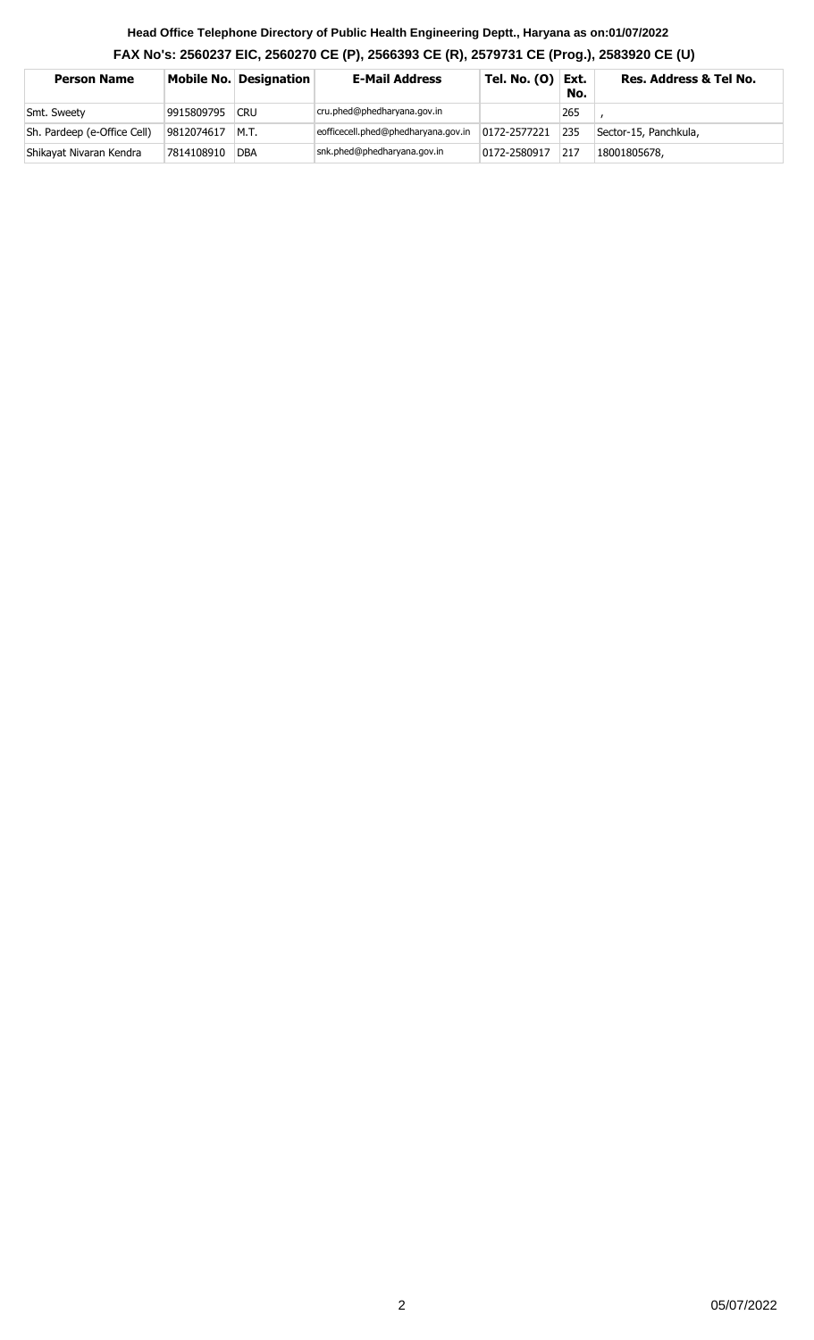**Head Office Telephone Directory of Public Health Engineering Deptt., Haryana as on:01/07/2022**

**FAX No's: 2560237 EIC, 2560270 CE (P), 2566393 CE (R), 2579731 CE (Prog.), 2583920 CE (U)**

| Person Name | Mobile No. | Designation | E-Mail Address | Tel. No. (O) | Ext. No. | Res. Address & Tel No. |
|---|---|---|---|---|---|---|
| Smt. Sweety | 9915809795 | CRU | cru.phed@phedharyana.gov.in | | 265 | , |
| Sh. Pardeep (e-Office Cell) | 9812074617 | M.T. | eofficecell.phed@phedharyana.gov.in | 0172-2577221 | 235 | Sector-15, Panchkula, |
| Shikayat Nivaran Kendra | 7814108910 | DBA | snk.phed@phedharyana.gov.in | 0172-2580917 | 217 | 18001805678, |